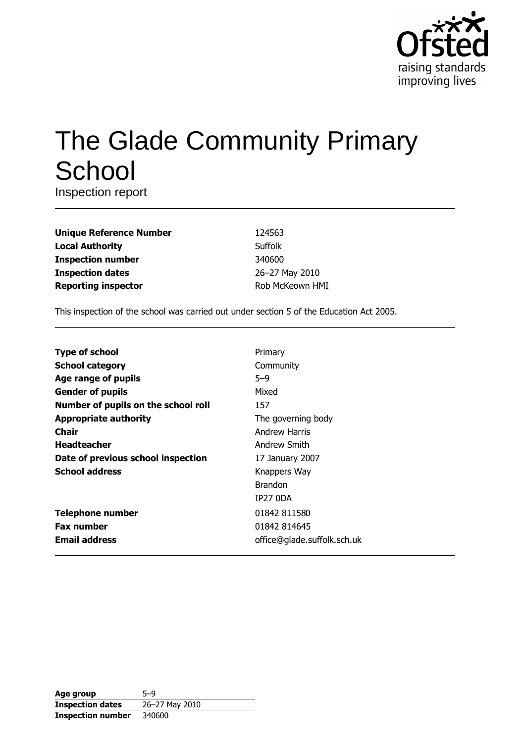# The Glade Community Primary School

Inspection report

| | |
|---|---|
| **Unique Reference Number** | 124563 |
| **Local Authority** | Suffolk |
| **Inspection number** | 340600 |
| **Inspection dates** | 26–27 May 2010 |
| **Reporting inspector** | Rob McKeown HMI |

This inspection of the school was carried out under section 5 of the Education Act 2005.

| | |
|---|---|
| **Type of school** | Primary |
| **School category** | Community |
| **Age range of pupils** | 5–9 |
| **Gender of pupils** | Mixed |
| **Number of pupils on the school roll** | 157 |
| **Appropriate authority** | The governing body |
| **Chair** | Andrew Harris |
| **Headteacher** | Andrew Smith |
| **Date of previous school inspection** | 17 January 2007 |
| **School address** | Knappers Way<br>Brandon<br>IP27 0DA |
| **Telephone number** | 01842 811580 |
| **Fax number** | 01842 814645 |
| **Email address** | office@glade.suffolk.sch.uk |

| | |
|---|---|
| **Age group** | 5–9 |
| **Inspection dates** | 26–27 May 2010 |
| **Inspection number** | 340600 |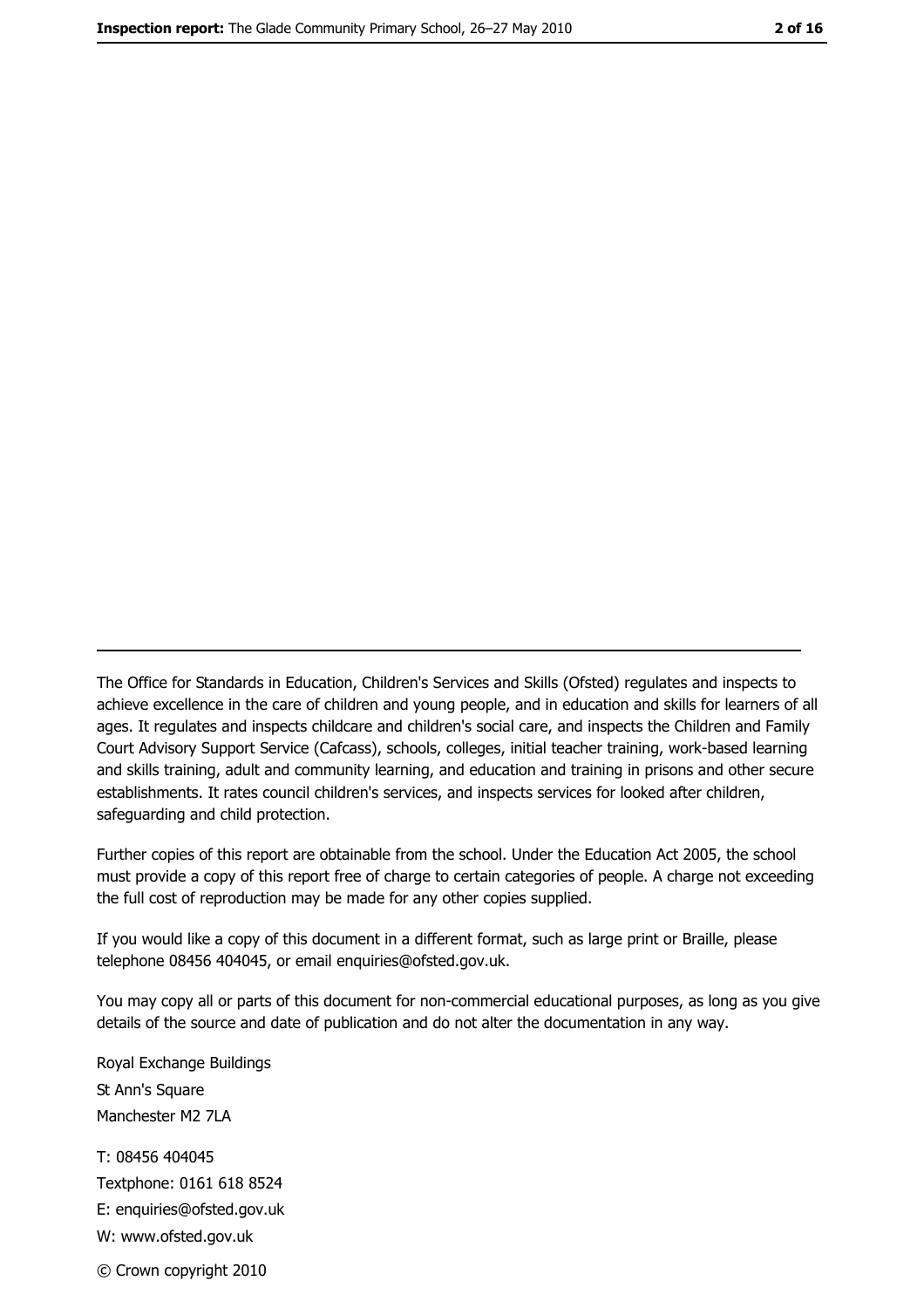---

The Office for Standards in Education, Children's Services and Skills (Ofsted) regulates and inspects to achieve excellence in the care of children and young people, and in education and skills for learners of all ages. It regulates and inspects childcare and children's social care, and inspects the Children and Family Court Advisory Support Service (Cafcass), schools, colleges, initial teacher training, work-based learning and skills training, adult and community learning, and education and training in prisons and other secure establishments. It rates council children's services, and inspects services for looked after children, safeguarding and child protection.

Further copies of this report are obtainable from the school. Under the Education Act 2005, the school must provide a copy of this report free of charge to certain categories of people. A charge not exceeding the full cost of reproduction may be made for any other copies supplied.

If you would like a copy of this document in a different format, such as large print or Braille, please telephone 08456 404045, or email enquiries@ofsted.gov.uk.

You may copy all or parts of this document for non-commercial educational purposes, as long as you give details of the source and date of publication and do not alter the documentation in any way.

Royal Exchange Buildings
St Ann's Square
Manchester M2 7LA

T: 08456 404045
Textphone: 0161 618 8524
E: enquiries@ofsted.gov.uk
W: www.ofsted.gov.uk

© Crown copyright 2010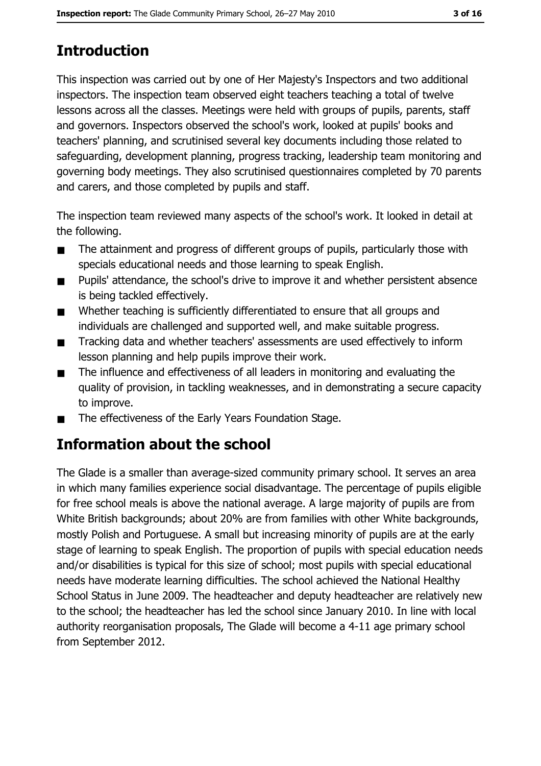## Introduction

This inspection was carried out by one of Her Majesty's Inspectors and two additional inspectors. The inspection team observed eight teachers teaching a total of twelve lessons across all the classes. Meetings were held with groups of pupils, parents, staff and governors. Inspectors observed the school's work, looked at pupils' books and teachers' planning, and scrutinised several key documents including those related to safeguarding, development planning, progress tracking, leadership team monitoring and governing body meetings. They also scrutinised questionnaires completed by 70 parents and carers, and those completed by pupils and staff.

The inspection team reviewed many aspects of the school's work. It looked in detail at the following.

- The attainment and progress of different groups of pupils, particularly those with specials educational needs and those learning to speak English.
- Pupils' attendance, the school's drive to improve it and whether persistent absence is being tackled effectively.
- Whether teaching is sufficiently differentiated to ensure that all groups and individuals are challenged and supported well, and make suitable progress.
- Tracking data and whether teachers' assessments are used effectively to inform lesson planning and help pupils improve their work.
- The influence and effectiveness of all leaders in monitoring and evaluating the quality of provision, in tackling weaknesses, and in demonstrating a secure capacity to improve.
- The effectiveness of the Early Years Foundation Stage.

## Information about the school

The Glade is a smaller than average-sized community primary school. It serves an area in which many families experience social disadvantage. The percentage of pupils eligible for free school meals is above the national average. A large majority of pupils are from White British backgrounds; about 20% are from families with other White backgrounds, mostly Polish and Portuguese. A small but increasing minority of pupils are at the early stage of learning to speak English. The proportion of pupils with special education needs and/or disabilities is typical for this size of school; most pupils with special educational needs have moderate learning difficulties. The school achieved the National Healthy School Status in June 2009. The headteacher and deputy headteacher are relatively new to the school; the headteacher has led the school since January 2010. In line with local authority reorganisation proposals, The Glade will become a 4-11 age primary school from September 2012.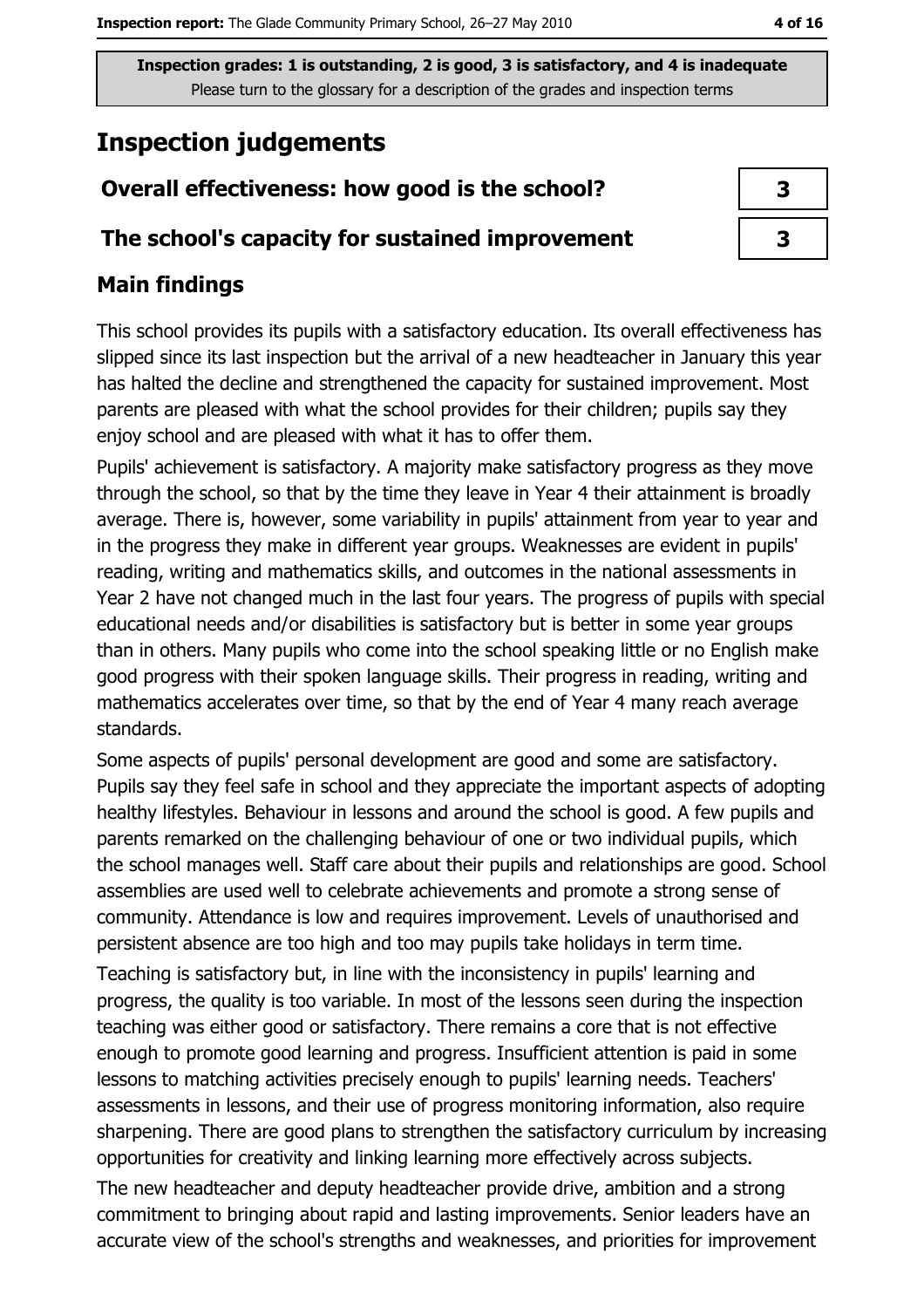Inspection grades: 1 is outstanding, 2 is good, 3 is satisfactory, and 4 is inadequate
Please turn to the glossary for a description of the grades and inspection terms

# Inspection judgements

| | |
|---|---|
| **Overall effectiveness: how good is the school?** | 3 |
| **The school's capacity for sustained improvement** | 3 |

## Main findings

This school provides its pupils with a satisfactory education. Its overall effectiveness has slipped since its last inspection but the arrival of a new headteacher in January this year has halted the decline and strengthened the capacity for sustained improvement. Most parents are pleased with what the school provides for their children; pupils say they enjoy school and are pleased with what it has to offer them.

Pupils' achievement is satisfactory. A majority make satisfactory progress as they move through the school, so that by the time they leave in Year 4 their attainment is broadly average. There is, however, some variability in pupils' attainment from year to year and in the progress they make in different year groups. Weaknesses are evident in pupils' reading, writing and mathematics skills, and outcomes in the national assessments in Year 2 have not changed much in the last four years. The progress of pupils with special educational needs and/or disabilities is satisfactory but is better in some year groups than in others. Many pupils who come into the school speaking little or no English make good progress with their spoken language skills. Their progress in reading, writing and mathematics accelerates over time, so that by the end of Year 4 many reach average standards.

Some aspects of pupils' personal development are good and some are satisfactory. Pupils say they feel safe in school and they appreciate the important aspects of adopting healthy lifestyles. Behaviour in lessons and around the school is good. A few pupils and parents remarked on the challenging behaviour of one or two individual pupils, which the school manages well. Staff care about their pupils and relationships are good. School assemblies are used well to celebrate achievements and promote a strong sense of community. Attendance is low and requires improvement. Levels of unauthorised and persistent absence are too high and too may pupils take holidays in term time.

Teaching is satisfactory but, in line with the inconsistency in pupils' learning and progress, the quality is too variable. In most of the lessons seen during the inspection teaching was either good or satisfactory. There remains a core that is not effective enough to promote good learning and progress. Insufficient attention is paid in some lessons to matching activities precisely enough to pupils' learning needs. Teachers' assessments in lessons, and their use of progress monitoring information, also require sharpening. There are good plans to strengthen the satisfactory curriculum by increasing opportunities for creativity and linking learning more effectively across subjects.

The new headteacher and deputy headteacher provide drive, ambition and a strong commitment to bringing about rapid and lasting improvements. Senior leaders have an accurate view of the school's strengths and weaknesses, and priorities for improvement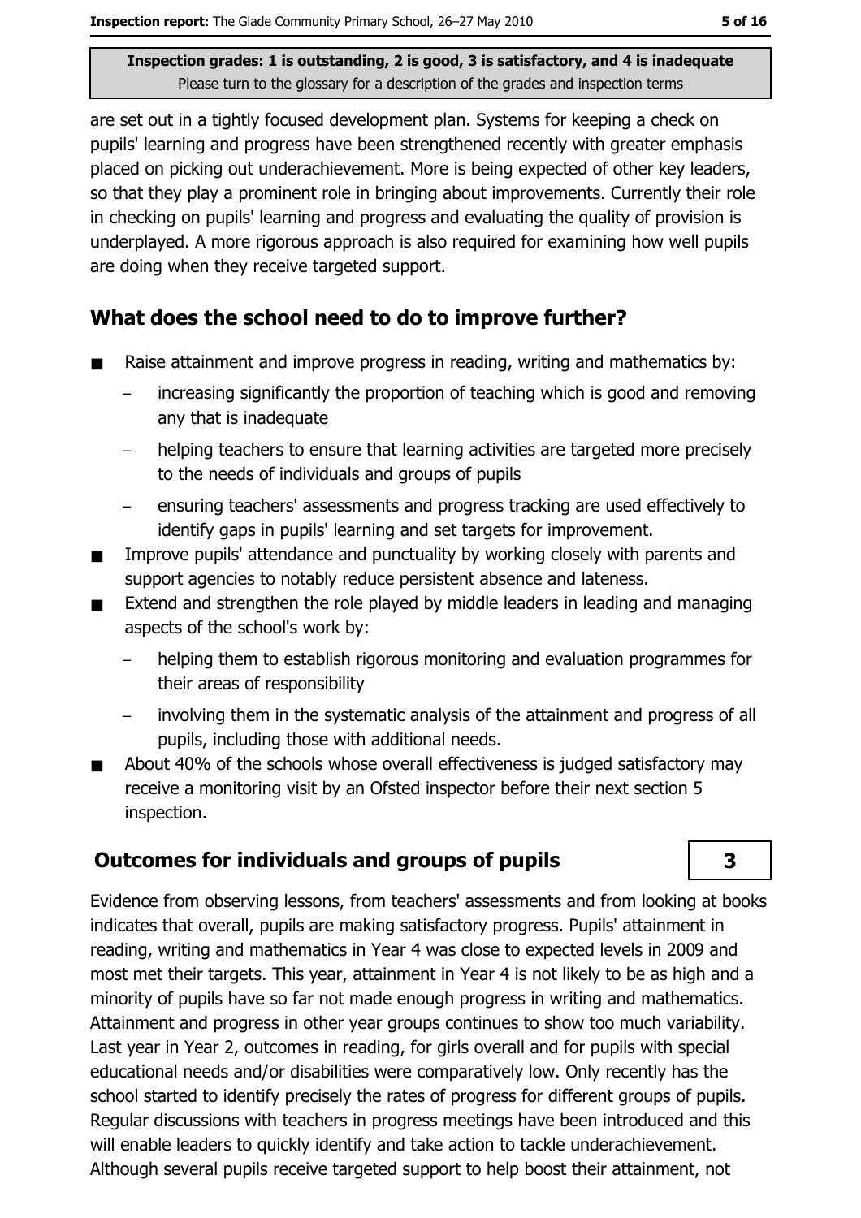are set out in a tightly focused development plan. Systems for keeping a check on pupils' learning and progress have been strengthened recently with greater emphasis placed on picking out underachievement. More is being expected of other key leaders, so that they play a prominent role in bringing about improvements. Currently their role in checking on pupils' learning and progress and evaluating the quality of provision is underplayed. A more rigorous approach is also required for examining how well pupils are doing when they receive targeted support.

## What does the school need to do to improve further?

- Raise attainment and improve progress in reading, writing and mathematics by:
  - increasing significantly the proportion of teaching which is good and removing any that is inadequate
  - helping teachers to ensure that learning activities are targeted more precisely to the needs of individuals and groups of pupils
  - ensuring teachers' assessments and progress tracking are used effectively to identify gaps in pupils' learning and set targets for improvement.
- Improve pupils' attendance and punctuality by working closely with parents and support agencies to notably reduce persistent absence and lateness.
- Extend and strengthen the role played by middle leaders in leading and managing aspects of the school's work by:
  - helping them to establish rigorous monitoring and evaluation programmes for their areas of responsibility
  - involving them in the systematic analysis of the attainment and progress of all pupils, including those with additional needs.
- About 40% of the schools whose overall effectiveness is judged satisfactory may receive a monitoring visit by an Ofsted inspector before their next section 5 inspection.

## Outcomes for individuals and groups of pupils

**3**

Evidence from observing lessons, from teachers' assessments and from looking at books indicates that overall, pupils are making satisfactory progress. Pupils' attainment in reading, writing and mathematics in Year 4 was close to expected levels in 2009 and most met their targets. This year, attainment in Year 4 is not likely to be as high and a minority of pupils have so far not made enough progress in writing and mathematics. Attainment and progress in other year groups continues to show too much variability. Last year in Year 2, outcomes in reading, for girls overall and for pupils with special educational needs and/or disabilities were comparatively low. Only recently has the school started to identify precisely the rates of progress for different groups of pupils. Regular discussions with teachers in progress meetings have been introduced and this will enable leaders to quickly identify and take action to tackle underachievement. Although several pupils receive targeted support to help boost their attainment, not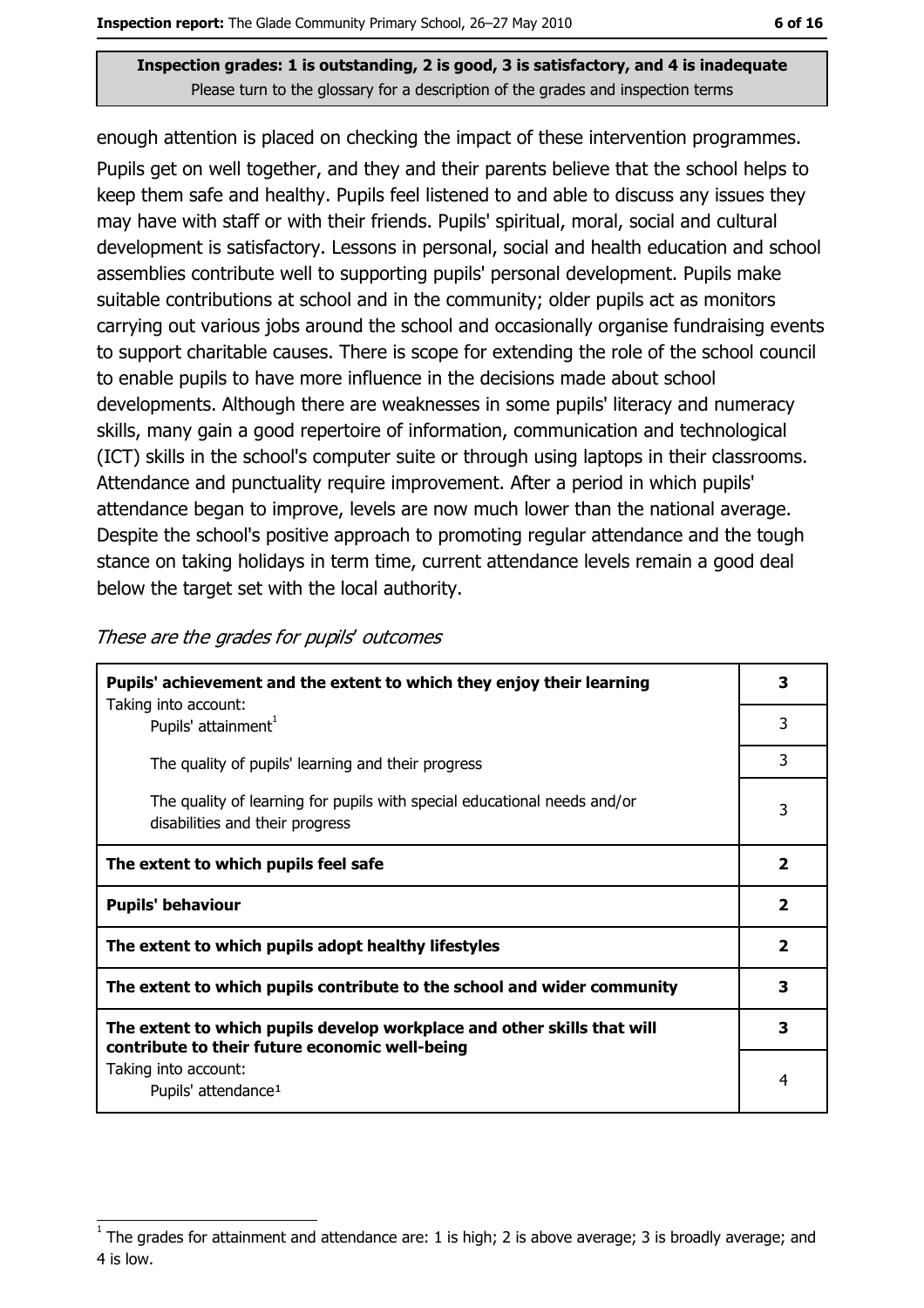enough attention is placed on checking the impact of these intervention programmes. Pupils get on well together, and they and their parents believe that the school helps to keep them safe and healthy. Pupils feel listened to and able to discuss any issues they may have with staff or with their friends. Pupils' spiritual, moral, social and cultural development is satisfactory. Lessons in personal, social and health education and school assemblies contribute well to supporting pupils' personal development. Pupils make suitable contributions at school and in the community; older pupils act as monitors carrying out various jobs around the school and occasionally organise fundraising events to support charitable causes. There is scope for extending the role of the school council to enable pupils to have more influence in the decisions made about school developments. Although there are weaknesses in some pupils' literacy and numeracy skills, many gain a good repertoire of information, communication and technological (ICT) skills in the school's computer suite or through using laptops in their classrooms. Attendance and punctuality require improvement. After a period in which pupils' attendance began to improve, levels are now much lower than the national average. Despite the school's positive approach to promoting regular attendance and the tough stance on taking holidays in term time, current attendance levels remain a good deal below the target set with the local authority.

*These are the grades for pupils' outcomes*

| | |
|---|---|
| **Pupils' achievement and the extent to which they enjoy their learning** | **3** |
| Taking into account: Pupils' attainment[1] | 3 |
| The quality of pupils' learning and their progress | 3 |
| The quality of learning for pupils with special educational needs and/or disabilities and their progress | 3 |
| **The extent to which pupils feel safe** | **2** |
| **Pupils' behaviour** | **2** |
| **The extent to which pupils adopt healthy lifestyles** | **2** |
| **The extent to which pupils contribute to the school and wider community** | **3** |
| **The extent to which pupils develop workplace and other skills that will contribute to their future economic well-being** | **3** |
| Taking into account: Pupils' attendance[1] | 4 |

[1] The grades for attainment and attendance are: 1 is high; 2 is above average; 3 is broadly average; and 4 is low.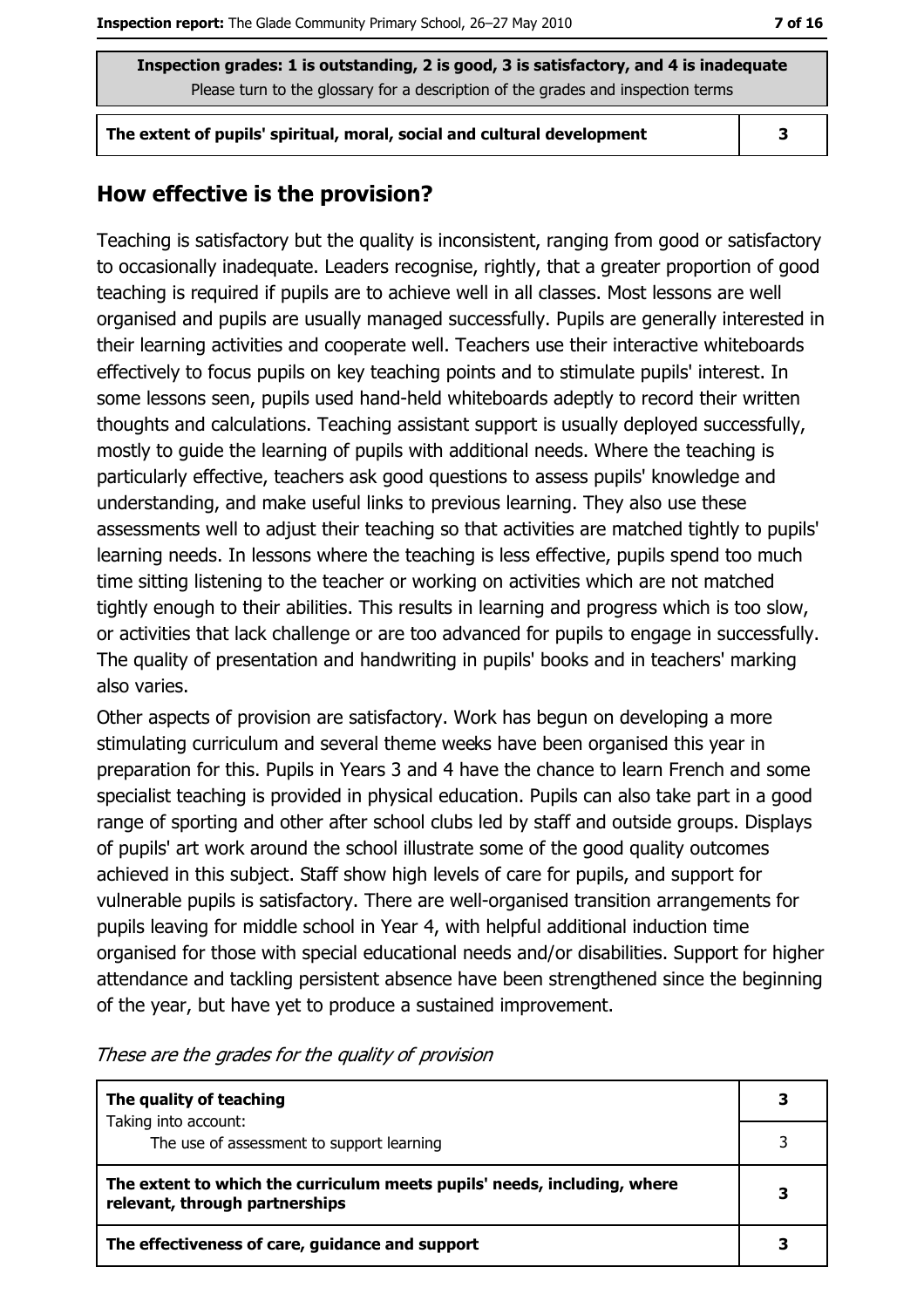| Inspection grades: 1 is outstanding, 2 is good, 3 is satisfactory, and 4 is inadequate<br>Please turn to the glossary for a description of the grades and inspection terms | |
|---|---|
| **The extent of pupils' spiritual, moral, social and cultural development** | **3** |

## How effective is the provision?

Teaching is satisfactory but the quality is inconsistent, ranging from good or satisfactory to occasionally inadequate. Leaders recognise, rightly, that a greater proportion of good teaching is required if pupils are to achieve well in all classes. Most lessons are well organised and pupils are usually managed successfully. Pupils are generally interested in their learning activities and cooperate well. Teachers use their interactive whiteboards effectively to focus pupils on key teaching points and to stimulate pupils' interest. In some lessons seen, pupils used hand-held whiteboards adeptly to record their written thoughts and calculations. Teaching assistant support is usually deployed successfully, mostly to guide the learning of pupils with additional needs. Where the teaching is particularly effective, teachers ask good questions to assess pupils' knowledge and understanding, and make useful links to previous learning. They also use these assessments well to adjust their teaching so that activities are matched tightly to pupils' learning needs. In lessons where the teaching is less effective, pupils spend too much time sitting listening to the teacher or working on activities which are not matched tightly enough to their abilities. This results in learning and progress which is too slow, or activities that lack challenge or are too advanced for pupils to engage in successfully. The quality of presentation and handwriting in pupils' books and in teachers' marking also varies.

Other aspects of provision are satisfactory. Work has begun on developing a more stimulating curriculum and several theme weeks have been organised this year in preparation for this. Pupils in Years 3 and 4 have the chance to learn French and some specialist teaching is provided in physical education. Pupils can also take part in a good range of sporting and other after school clubs led by staff and outside groups. Displays of pupils' art work around the school illustrate some of the good quality outcomes achieved in this subject. Staff show high levels of care for pupils, and support for vulnerable pupils is satisfactory. There are well-organised transition arrangements for pupils leaving for middle school in Year 4, with helpful additional induction time organised for those with special educational needs and/or disabilities. Support for higher attendance and tackling persistent absence have been strengthened since the beginning of the year, but have yet to produce a sustained improvement.

*These are the grades for the quality of provision*

| | |
|---|---|
| **The quality of teaching**<br>Taking into account: | **3** |
| The use of assessment to support learning | 3 |
| **The extent to which the curriculum meets pupils' needs, including, where relevant, through partnerships** | **3** |
| **The effectiveness of care, guidance and support** | **3** |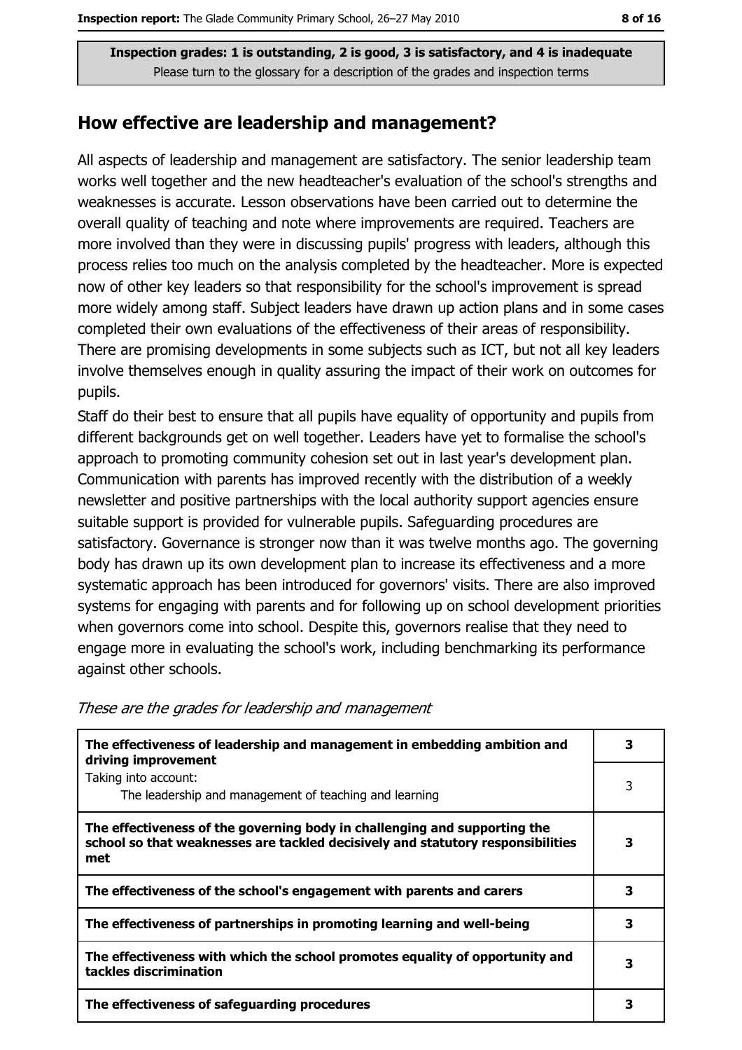**Inspection grades: 1 is outstanding, 2 is good, 3 is satisfactory, and 4 is inadequate**
Please turn to the glossary for a description of the grades and inspection terms

## How effective are leadership and management?

All aspects of leadership and management are satisfactory. The senior leadership team works well together and the new headteacher's evaluation of the school's strengths and weaknesses is accurate. Lesson observations have been carried out to determine the overall quality of teaching and note where improvements are required. Teachers are more involved than they were in discussing pupils' progress with leaders, although this process relies too much on the analysis completed by the headteacher. More is expected now of other key leaders so that responsibility for the school's improvement is spread more widely among staff. Subject leaders have drawn up action plans and in some cases completed their own evaluations of the effectiveness of their areas of responsibility. There are promising developments in some subjects such as ICT, but not all key leaders involve themselves enough in quality assuring the impact of their work on outcomes for pupils.

Staff do their best to ensure that all pupils have equality of opportunity and pupils from different backgrounds get on well together. Leaders have yet to formalise the school's approach to promoting community cohesion set out in last year's development plan. Communication with parents has improved recently with the distribution of a weekly newsletter and positive partnerships with the local authority support agencies ensure suitable support is provided for vulnerable pupils. Safeguarding procedures are satisfactory. Governance is stronger now than it was twelve months ago. The governing body has drawn up its own development plan to increase its effectiveness and a more systematic approach has been introduced for governors' visits. There are also improved systems for engaging with parents and for following up on school development priorities when governors come into school. Despite this, governors realise that they need to engage more in evaluating the school's work, including benchmarking its performance against other schools.

*These are the grades for leadership and management*

| | |
|---|---|
| **The effectiveness of leadership and management in embedding ambition and driving improvement** | **3** |
| Taking into account:<br>The leadership and management of teaching and learning | 3 |
| **The effectiveness of the governing body in challenging and supporting the school so that weaknesses are tackled decisively and statutory responsibilities met** | **3** |
| **The effectiveness of the school's engagement with parents and carers** | **3** |
| **The effectiveness of partnerships in promoting learning and well-being** | **3** |
| **The effectiveness with which the school promotes equality of opportunity and tackles discrimination** | **3** |
| **The effectiveness of safeguarding procedures** | **3** |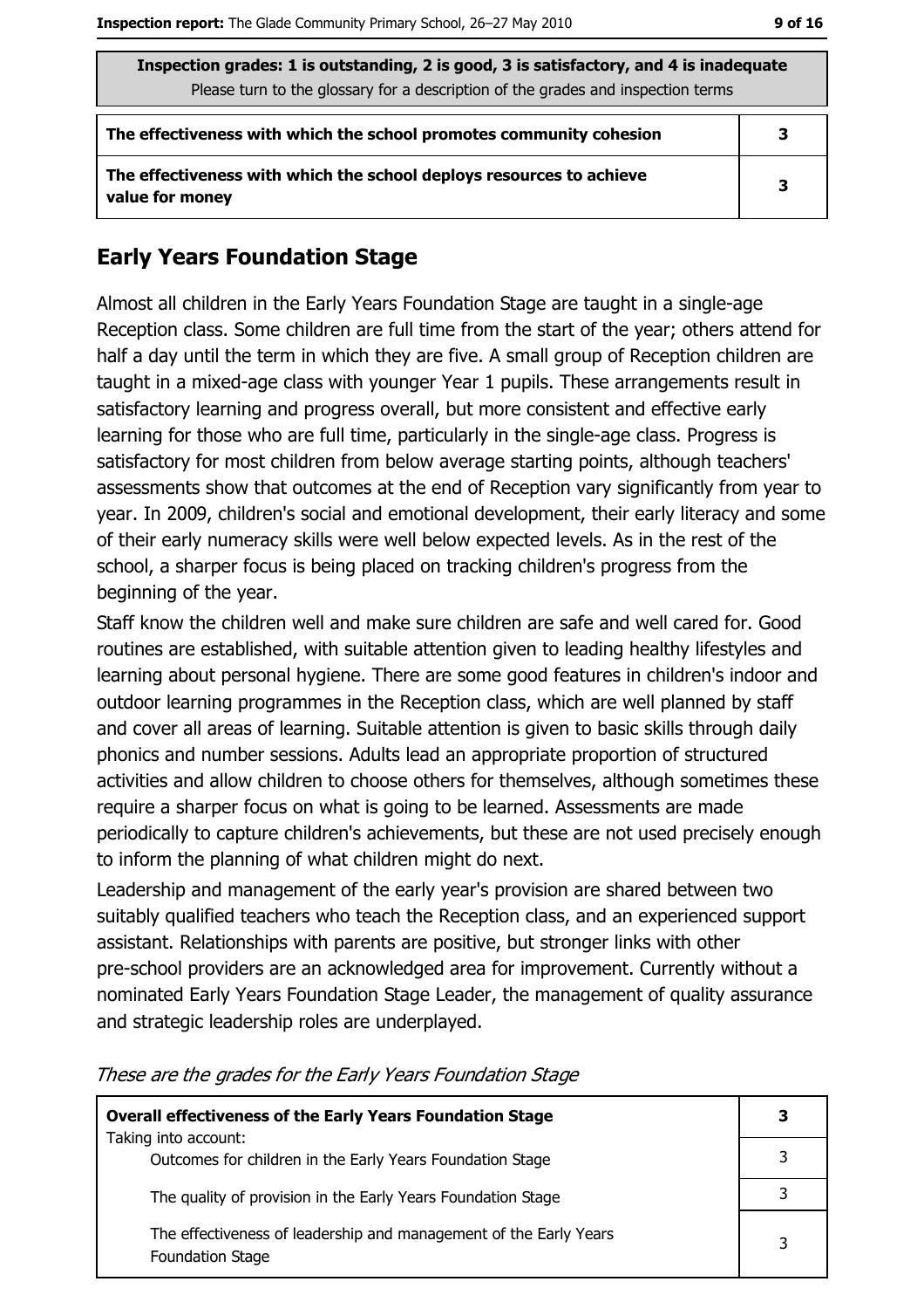**Inspection grades: 1 is outstanding, 2 is good, 3 is satisfactory, and 4 is inadequate**
Please turn to the glossary for a description of the grades and inspection terms

| | |
|---|---|
| **The effectiveness with which the school promotes community cohesion** | **3** |
| **The effectiveness with which the school deploys resources to achieve value for money** | **3** |

## Early Years Foundation Stage

Almost all children in the Early Years Foundation Stage are taught in a single-age Reception class. Some children are full time from the start of the year; others attend for half a day until the term in which they are five. A small group of Reception children are taught in a mixed-age class with younger Year 1 pupils. These arrangements result in satisfactory learning and progress overall, but more consistent and effective early learning for those who are full time, particularly in the single-age class. Progress is satisfactory for most children from below average starting points, although teachers' assessments show that outcomes at the end of Reception vary significantly from year to year. In 2009, children's social and emotional development, their early literacy and some of their early numeracy skills were well below expected levels. As in the rest of the school, a sharper focus is being placed on tracking children's progress from the beginning of the year.

Staff know the children well and make sure children are safe and well cared for. Good routines are established, with suitable attention given to leading healthy lifestyles and learning about personal hygiene. There are some good features in children's indoor and outdoor learning programmes in the Reception class, which are well planned by staff and cover all areas of learning. Suitable attention is given to basic skills through daily phonics and number sessions. Adults lead an appropriate proportion of structured activities and allow children to choose others for themselves, although sometimes these require a sharper focus on what is going to be learned. Assessments are made periodically to capture children's achievements, but these are not used precisely enough to inform the planning of what children might do next.

Leadership and management of the early year's provision are shared between two suitably qualified teachers who teach the Reception class, and an experienced support assistant. Relationships with parents are positive, but stronger links with other pre-school providers are an acknowledged area for improvement. Currently without a nominated Early Years Foundation Stage Leader, the management of quality assurance and strategic leadership roles are underplayed.

*These are the grades for the Early Years Foundation Stage*

| | |
|---|---|
| **Overall effectiveness of the Early Years Foundation Stage**<br>Taking into account: | **3** |
| Outcomes for children in the Early Years Foundation Stage | 3 |
| The quality of provision in the Early Years Foundation Stage | 3 |
| The effectiveness of leadership and management of the Early Years Foundation Stage | 3 |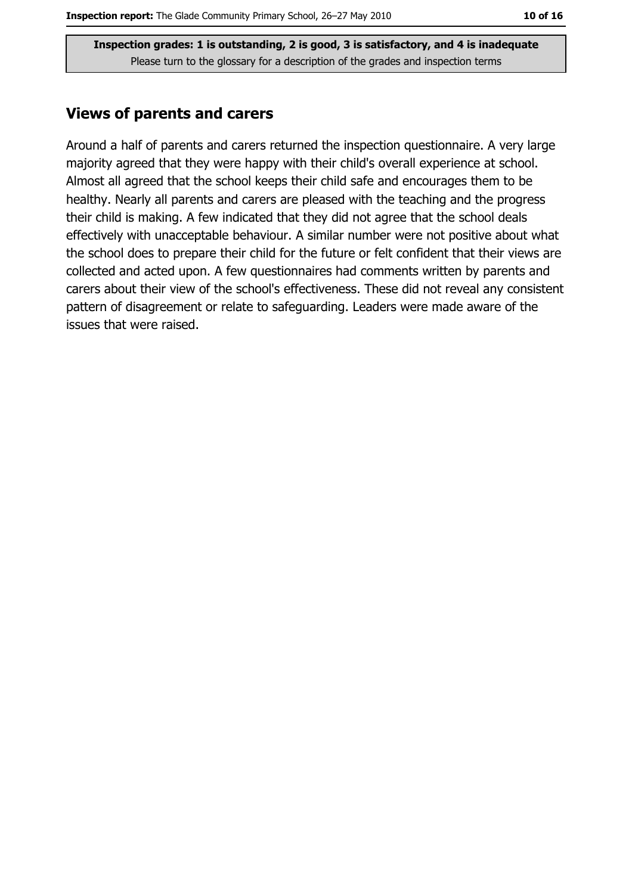**Inspection grades: 1 is outstanding, 2 is good, 3 is satisfactory, and 4 is inadequate**
Please turn to the glossary for a description of the grades and inspection terms

## Views of parents and carers

Around a half of parents and carers returned the inspection questionnaire. A very large majority agreed that they were happy with their child's overall experience at school. Almost all agreed that the school keeps their child safe and encourages them to be healthy. Nearly all parents and carers are pleased with the teaching and the progress their child is making. A few indicated that they did not agree that the school deals effectively with unacceptable behaviour. A similar number were not positive about what the school does to prepare their child for the future or felt confident that their views are collected and acted upon. A few questionnaires had comments written by parents and carers about their view of the school's effectiveness. These did not reveal any consistent pattern of disagreement or relate to safeguarding. Leaders were made aware of the issues that were raised.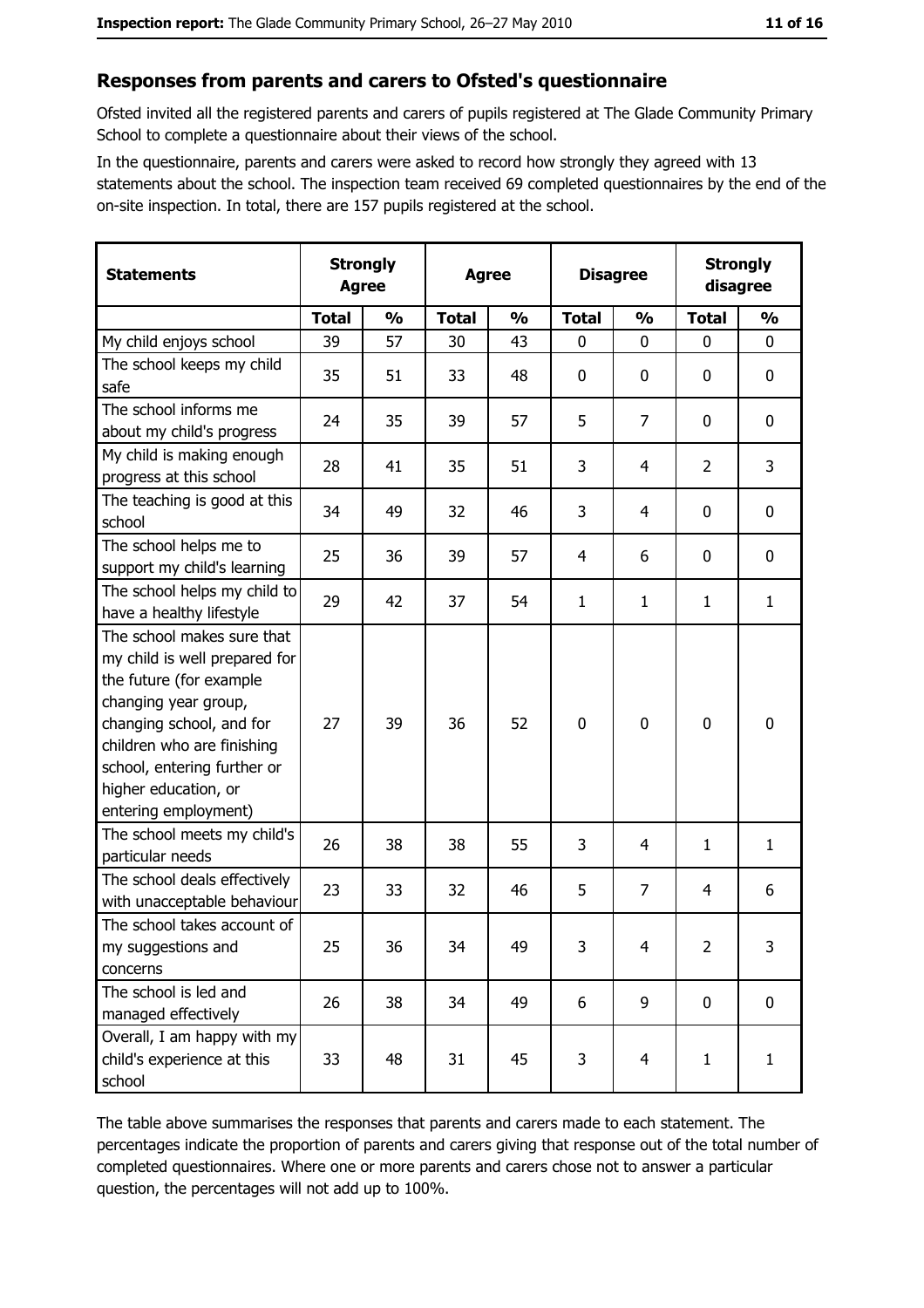## Responses from parents and carers to Ofsted's questionnaire

Ofsted invited all the registered parents and carers of pupils registered at The Glade Community Primary School to complete a questionnaire about their views of the school.

In the questionnaire, parents and carers were asked to record how strongly they agreed with 13 statements about the school. The inspection team received 69 completed questionnaires by the end of the on-site inspection. In total, there are 157 pupils registered at the school.

| Statements | Strongly Agree | | Agree | | Disagree | | Strongly disagree | |
|---|---|---|---|---|---|---|---|---|
| | Total | % | Total | % | Total | % | Total | % |
| My child enjoys school | 39 | 57 | 30 | 43 | 0 | 0 | 0 | 0 |
| The school keeps my child safe | 35 | 51 | 33 | 48 | 0 | 0 | 0 | 0 |
| The school informs me about my child's progress | 24 | 35 | 39 | 57 | 5 | 7 | 0 | 0 |
| My child is making enough progress at this school | 28 | 41 | 35 | 51 | 3 | 4 | 2 | 3 |
| The teaching is good at this school | 34 | 49 | 32 | 46 | 3 | 4 | 0 | 0 |
| The school helps me to support my child's learning | 25 | 36 | 39 | 57 | 4 | 6 | 0 | 0 |
| The school helps my child to have a healthy lifestyle | 29 | 42 | 37 | 54 | 1 | 1 | 1 | 1 |
| The school makes sure that my child is well prepared for the future (for example changing year group, changing school, and for children who are finishing school, entering further or higher education, or entering employment) | 27 | 39 | 36 | 52 | 0 | 0 | 0 | 0 |
| The school meets my child's particular needs | 26 | 38 | 38 | 55 | 3 | 4 | 1 | 1 |
| The school deals effectively with unacceptable behaviour | 23 | 33 | 32 | 46 | 5 | 7 | 4 | 6 |
| The school takes account of my suggestions and concerns | 25 | 36 | 34 | 49 | 3 | 4 | 2 | 3 |
| The school is led and managed effectively | 26 | 38 | 34 | 49 | 6 | 9 | 0 | 0 |
| Overall, I am happy with my child's experience at this school | 33 | 48 | 31 | 45 | 3 | 4 | 1 | 1 |

The table above summarises the responses that parents and carers made to each statement. The percentages indicate the proportion of parents and carers giving that response out of the total number of completed questionnaires. Where one or more parents and carers chose not to answer a particular question, the percentages will not add up to 100%.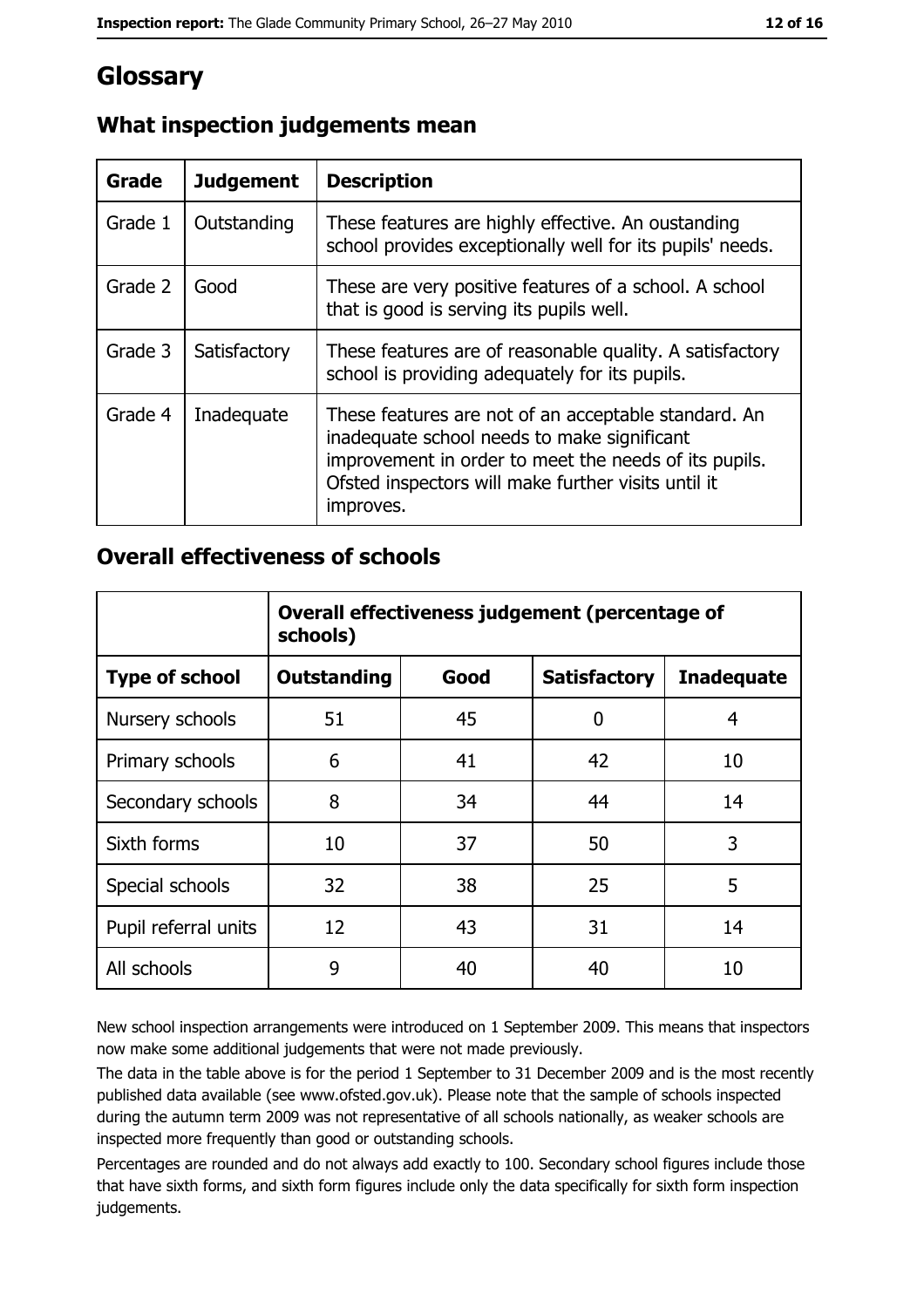# Glossary

## What inspection judgements mean

| Grade | Judgement | Description |
|---|---|---|
| Grade 1 | Outstanding | These features are highly effective. An oustanding school provides exceptionally well for its pupils' needs. |
| Grade 2 | Good | These are very positive features of a school. A school that is good is serving its pupils well. |
| Grade 3 | Satisfactory | These features are of reasonable quality. A satisfactory school is providing adequately for its pupils. |
| Grade 4 | Inadequate | These features are not of an acceptable standard. An inadequate school needs to make significant improvement in order to meet the needs of its pupils. Ofsted inspectors will make further visits until it improves. |

## Overall effectiveness of schools

| | Overall effectiveness judgement (percentage of schools) | | | |
|---|---|---|---|---|
| **Type of school** | **Outstanding** | **Good** | **Satisfactory** | **Inadequate** |
| Nursery schools | 51 | 45 | 0 | 4 |
| Primary schools | 6 | 41 | 42 | 10 |
| Secondary schools | 8 | 34 | 44 | 14 |
| Sixth forms | 10 | 37 | 50 | 3 |
| Special schools | 32 | 38 | 25 | 5 |
| Pupil referral units | 12 | 43 | 31 | 14 |
| All schools | 9 | 40 | 40 | 10 |

New school inspection arrangements were introduced on 1 September 2009. This means that inspectors now make some additional judgements that were not made previously.

The data in the table above is for the period 1 September to 31 December 2009 and is the most recently published data available (see www.ofsted.gov.uk). Please note that the sample of schools inspected during the autumn term 2009 was not representative of all schools nationally, as weaker schools are inspected more frequently than good or outstanding schools.

Percentages are rounded and do not always add exactly to 100. Secondary school figures include those that have sixth forms, and sixth form figures include only the data specifically for sixth form inspection judgements.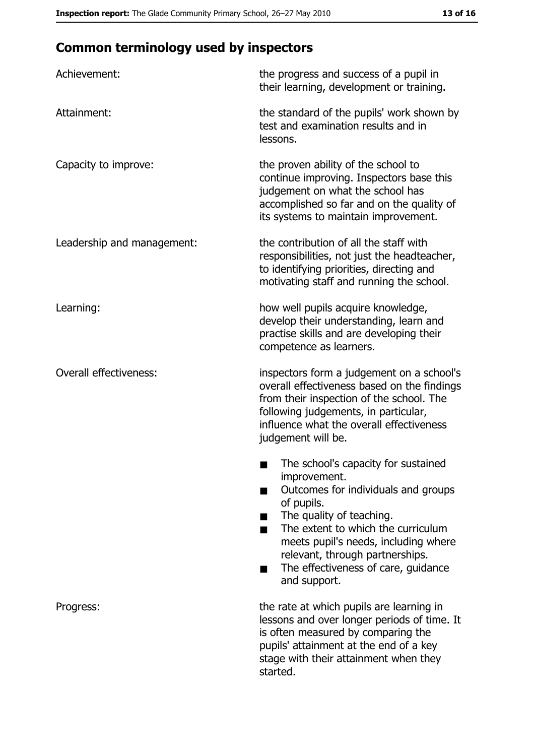## Common terminology used by inspectors

| | |
|---|---|
| Achievement: | the progress and success of a pupil in their learning, development or training. |
| Attainment: | the standard of the pupils' work shown by test and examination results and in lessons. |
| Capacity to improve: | the proven ability of the school to continue improving. Inspectors base this judgement on what the school has accomplished so far and on the quality of its systems to maintain improvement. |
| Leadership and management: | the contribution of all the staff with responsibilities, not just the headteacher, to identifying priorities, directing and motivating staff and running the school. |
| Learning: | how well pupils acquire knowledge, develop their understanding, learn and practise skills and are developing their competence as learners. |
| Overall effectiveness: | inspectors form a judgement on a school's overall effectiveness based on the findings from their inspection of the school. The following judgements, in particular, influence what the overall effectiveness judgement will be.<br>■ The school's capacity for sustained improvement.<br>■ Outcomes for individuals and groups of pupils.<br>■ The quality of teaching.<br>■ The extent to which the curriculum meets pupil's needs, including where relevant, through partnerships.<br>■ The effectiveness of care, guidance and support. |
| Progress: | the rate at which pupils are learning in lessons and over longer periods of time. It is often measured by comparing the pupils' attainment at the end of a key stage with their attainment when they started. |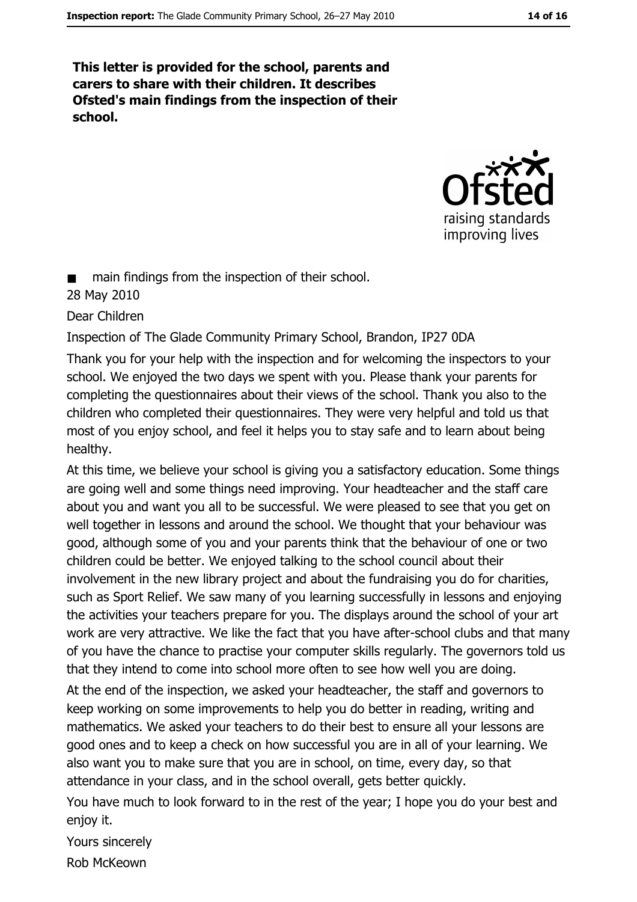**This letter is provided for the school, parents and carers to share with their children. It describes Ofsted's main findings from the inspection of their school.**

- main findings from the inspection of their school.

28 May 2010

Dear Children

Inspection of The Glade Community Primary School, Brandon, IP27 0DA

Thank you for your help with the inspection and for welcoming the inspectors to your school. We enjoyed the two days we spent with you. Please thank your parents for completing the questionnaires about their views of the school. Thank you also to the children who completed their questionnaires. They were very helpful and told us that most of you enjoy school, and feel it helps you to stay safe and to learn about being healthy.

At this time, we believe your school is giving you a satisfactory education. Some things are going well and some things need improving. Your headteacher and the staff care about you and want you all to be successful. We were pleased to see that you get on well together in lessons and around the school. We thought that your behaviour was good, although some of you and your parents think that the behaviour of one or two children could be better. We enjoyed talking to the school council about their involvement in the new library project and about the fundraising you do for charities, such as Sport Relief. We saw many of you learning successfully in lessons and enjoying the activities your teachers prepare for you. The displays around the school of your art work are very attractive. We like the fact that you have after-school clubs and that many of you have the chance to practise your computer skills regularly. The governors told us that they intend to come into school more often to see how well you are doing.

At the end of the inspection, we asked your headteacher, the staff and governors to keep working on some improvements to help you do better in reading, writing and mathematics. We asked your teachers to do their best to ensure all your lessons are good ones and to keep a check on how successful you are in all of your learning. We also want you to make sure that you are in school, on time, every day, so that attendance in your class, and in the school overall, gets better quickly.

You have much to look forward to in the rest of the year; I hope you do your best and enjoy it.

Yours sincerely

Rob McKeown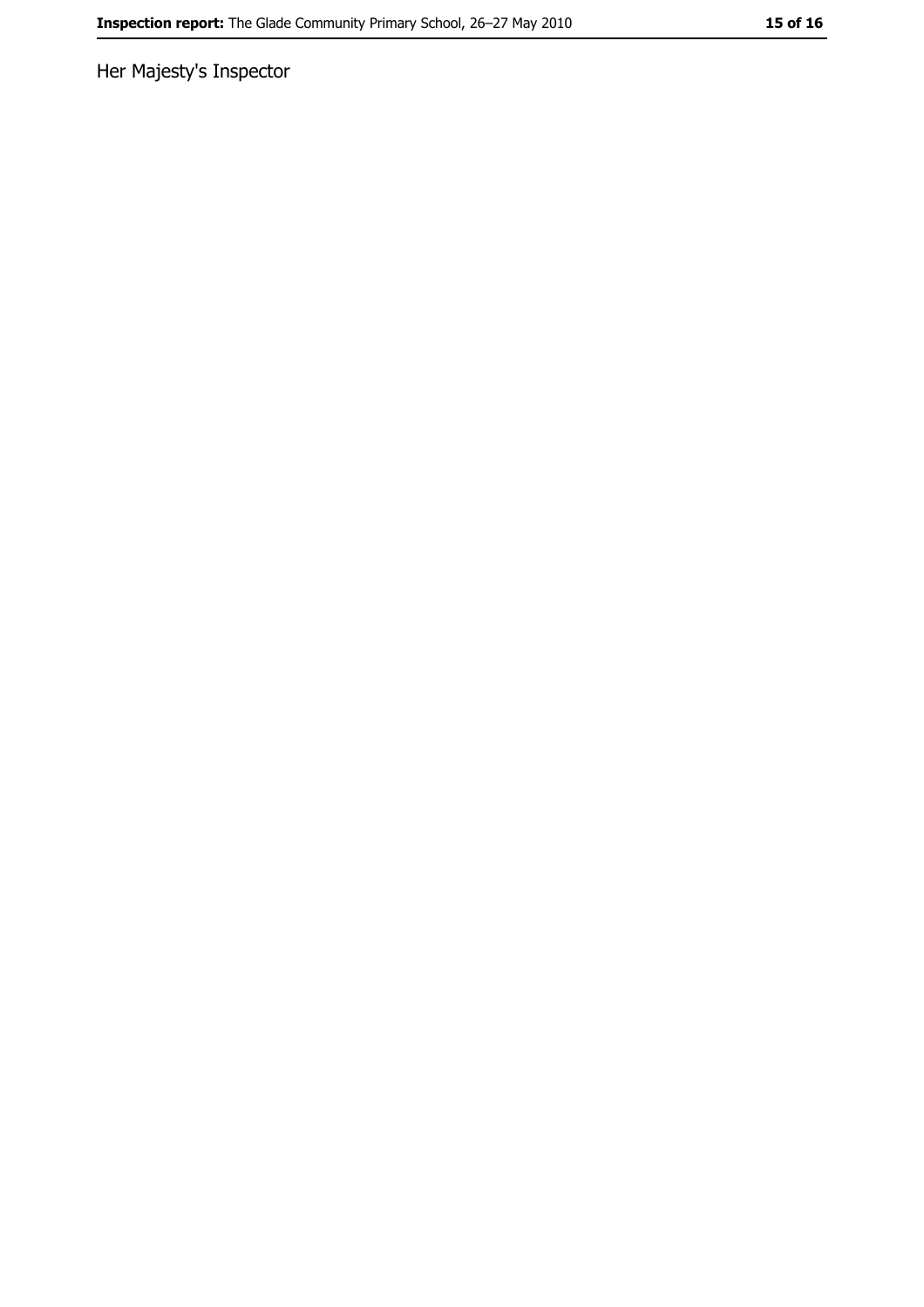Her Majesty's Inspector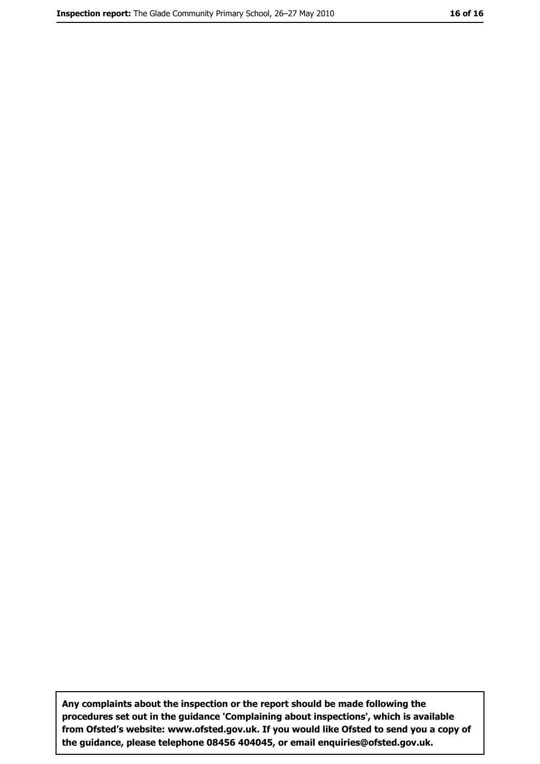**Any complaints about the inspection or the report should be made following the procedures set out in the guidance 'Complaining about inspections', which is available from Ofsted's website: www.ofsted.gov.uk. If you would like Ofsted to send you a copy of the guidance, please telephone 08456 404045, or email enquiries@ofsted.gov.uk.**